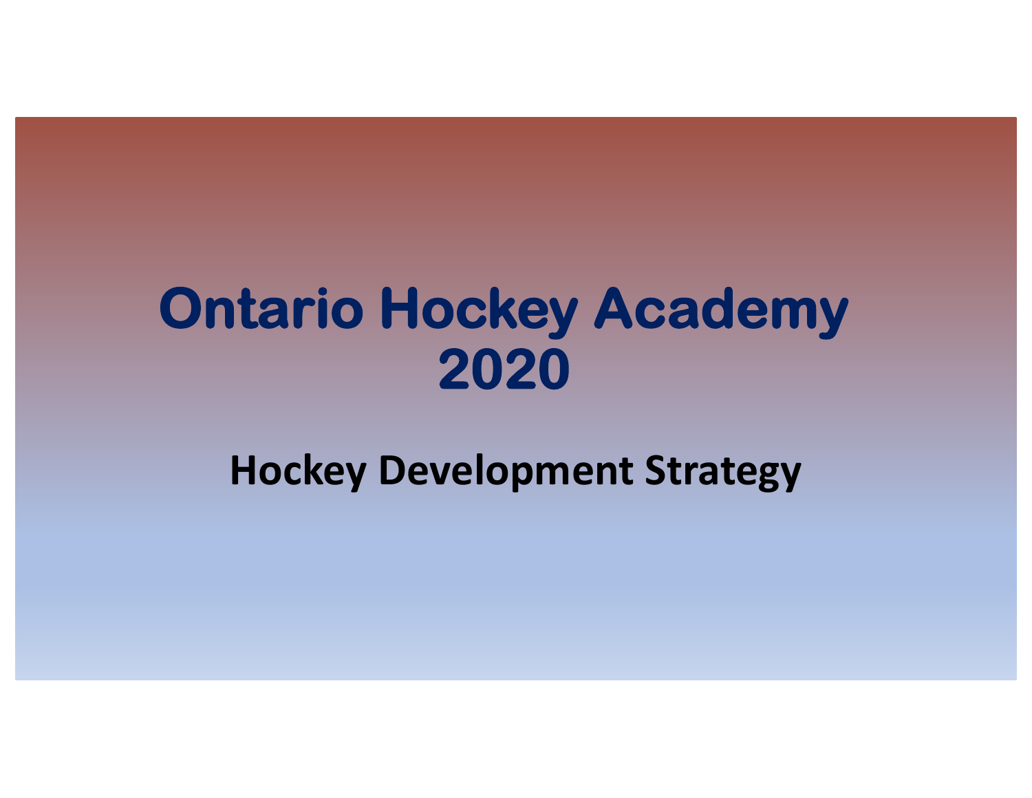# Ontario Hockey Academy 2020

## Hockey Development Strategy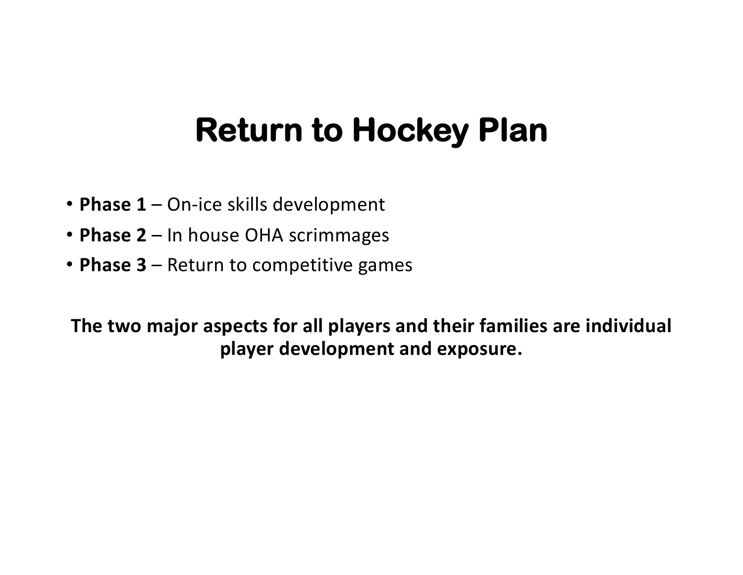# Return to Hockey Plan

- **Phase 1** – On-ice skills development
- **Phase 2** – In house OHA scrimmages
- **Phase 3** – Return to competitive games

**The two major aspects for all players and their families are individual player development and exposure.**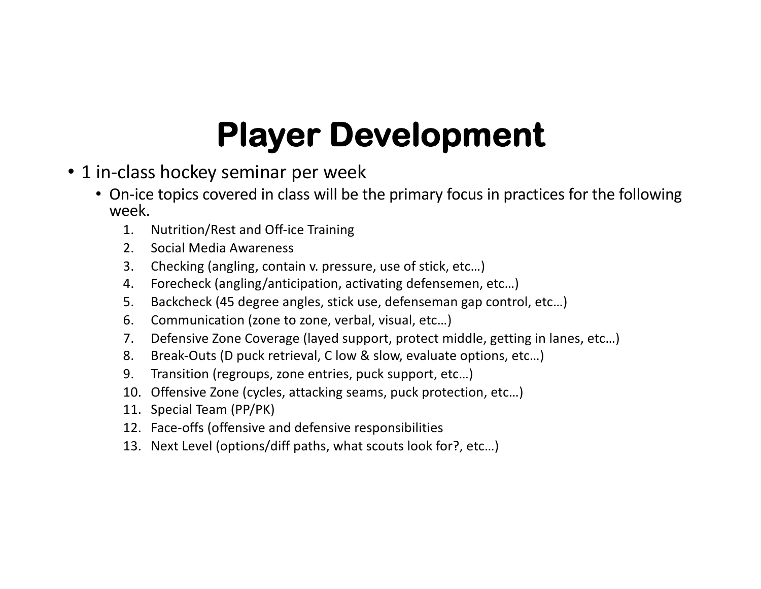# Player Development

- 1 in-class hockey seminar per week
  - On-ice topics covered in class will be the primary focus in practices for the following week.
    1. Nutrition/Rest and Off-ice Training
    2. Social Media Awareness
    3. Checking (angling, contain v. pressure, use of stick, etc…)
    4. Forecheck (angling/anticipation, activating defensemen, etc…)
    5. Backcheck (45 degree angles, stick use, defenseman gap control, etc…)
    6. Communication (zone to zone, verbal, visual, etc…)
    7. Defensive Zone Coverage (layed support, protect middle, getting in lanes, etc…)
    8. Break-Outs (D puck retrieval, C low & slow, evaluate options, etc…)
    9. Transition (regroups, zone entries, puck support, etc…)
    10. Offensive Zone (cycles, attacking seams, puck protection, etc…)
    11. Special Team (PP/PK)
    12. Face-offs (offensive and defensive responsibilities
    13. Next Level (options/diff paths, what scouts look for?, etc…)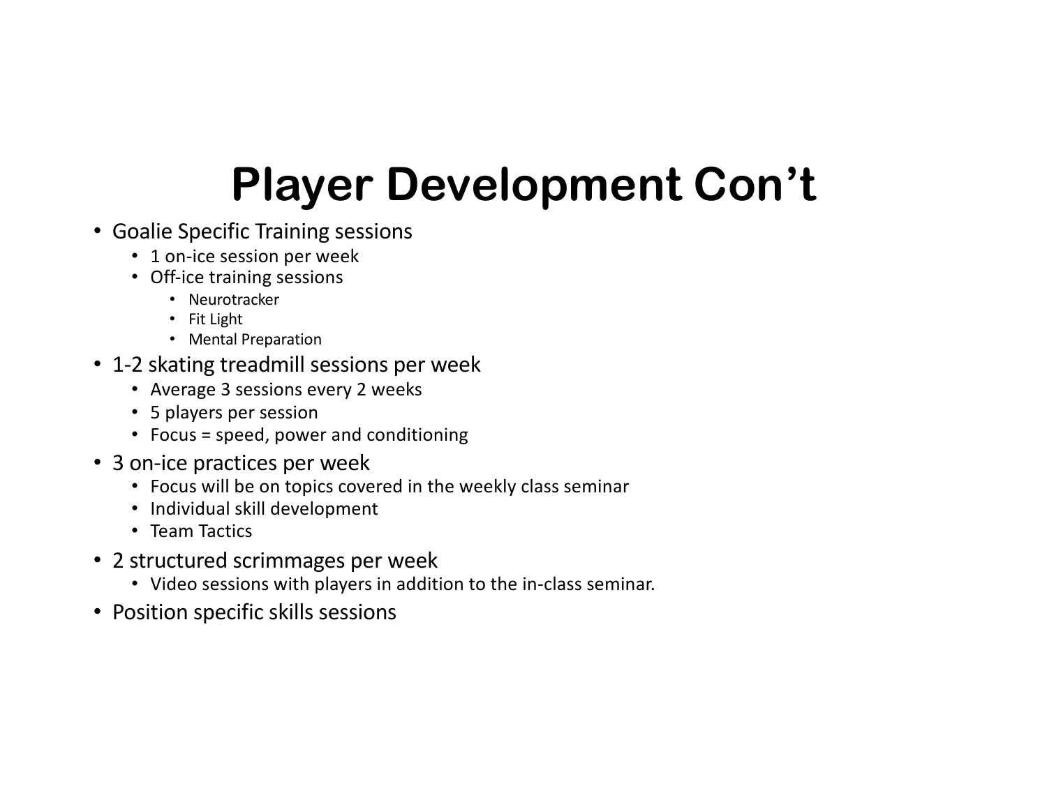# Player Development Con’t

- Goalie Specific Training sessions
  - 1 on-ice session per week
  - Off-ice training sessions
    - Neurotracker
    - Fit Light
    - Mental Preparation
- 1-2 skating treadmill sessions per week
  - Average 3 sessions every 2 weeks
  - 5 players per session
  - Focus = speed, power and conditioning
- 3 on-ice practices per week
  - Focus will be on topics covered in the weekly class seminar
  - Individual skill development
  - Team Tactics
- 2 structured scrimmages per week
  - Video sessions with players in addition to the in-class seminar.
- Position specific skills sessions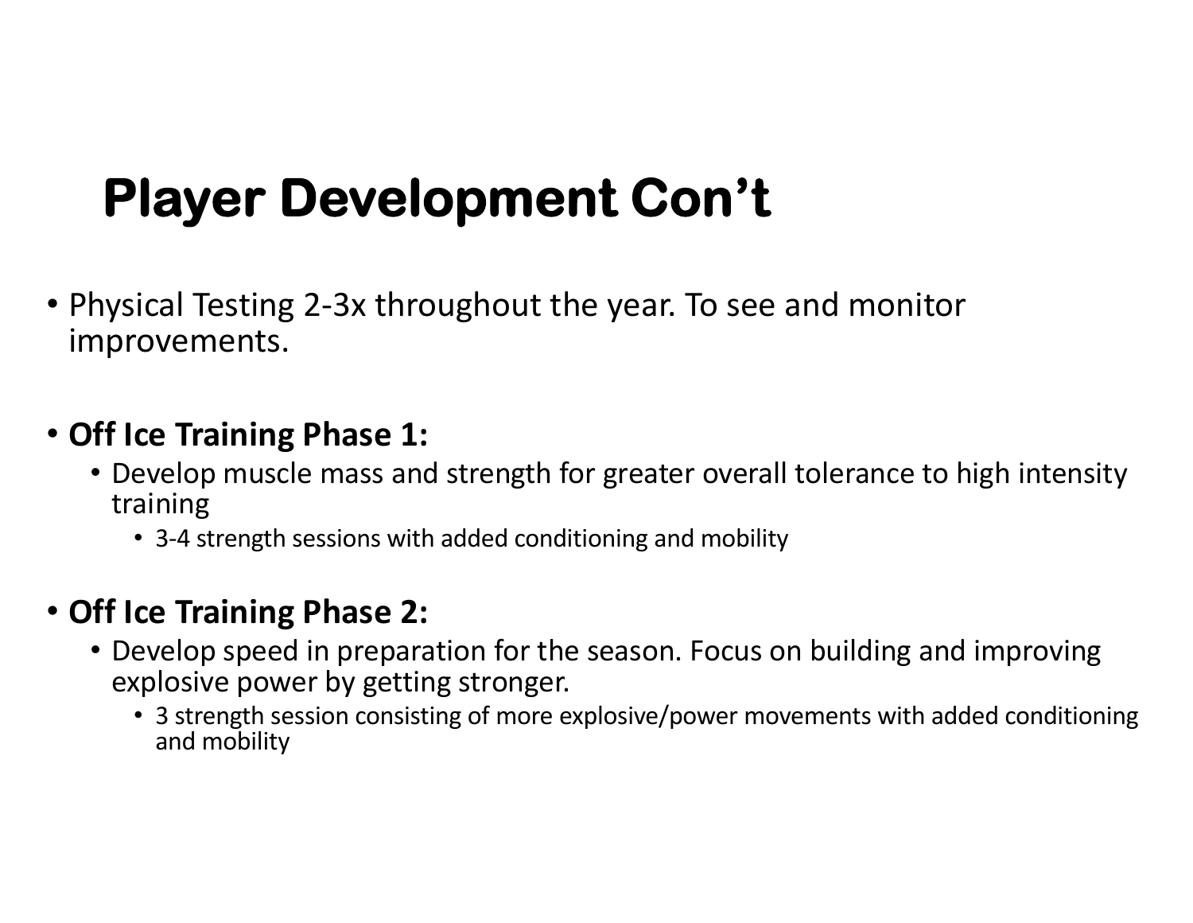# Player Development Con't

- Physical Testing 2-3x throughout the year. To see and monitor improvements.

- **Off Ice Training Phase 1:**
  - Develop muscle mass and strength for greater overall tolerance to high intensity training
    - 3-4 strength sessions with added conditioning and mobility

- **Off Ice Training Phase 2:**
  - Develop speed in preparation for the season. Focus on building and improving explosive power by getting stronger.
    - 3 strength session consisting of more explosive/power movements with added conditioning and mobility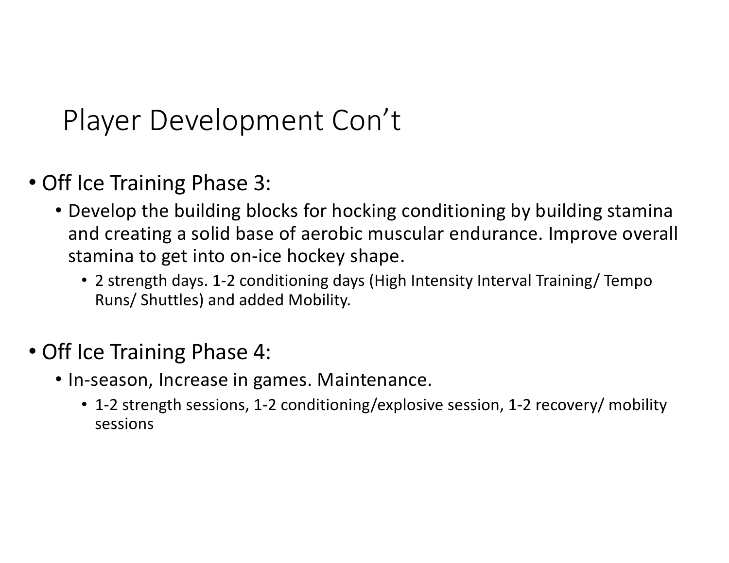# Player Development Con't

- Off Ice Training Phase 3:
  - Develop the building blocks for hocking conditioning by building stamina and creating a solid base of aerobic muscular endurance. Improve overall stamina to get into on-ice hockey shape.
    - 2 strength days. 1-2 conditioning days (High Intensity Interval Training/ Tempo Runs/ Shuttles) and added Mobility.
- Off Ice Training Phase 4:
  - In-season, Increase in games. Maintenance.
    - 1-2 strength sessions, 1-2 conditioning/explosive session, 1-2 recovery/ mobility sessions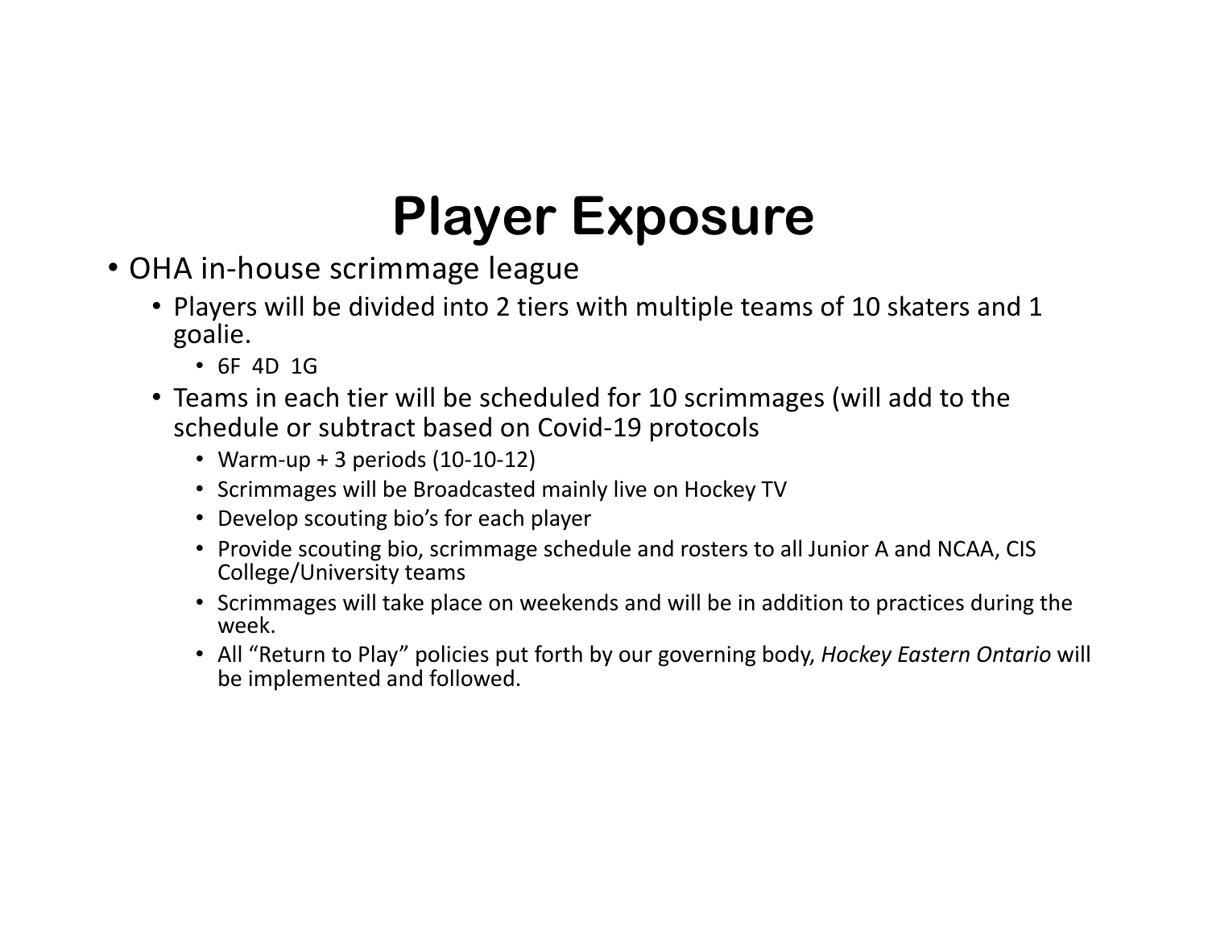# Player Exposure

- OHA in-house scrimmage league
  - Players will be divided into 2 tiers with multiple teams of 10 skaters and 1 goalie.
    - 6F 4D 1G
  - Teams in each tier will be scheduled for 10 scrimmages (will add to the schedule or subtract based on Covid-19 protocols
    - Warm-up + 3 periods (10-10-12)
    - Scrimmages will be Broadcasted mainly live on Hockey TV
    - Develop scouting bio's for each player
    - Provide scouting bio, scrimmage schedule and rosters to all Junior A and NCAA, CIS College/University teams
    - Scrimmages will take place on weekends and will be in addition to practices during the week.
    - All "Return to Play" policies put forth by our governing body, *Hockey Eastern Ontario* will be implemented and followed.